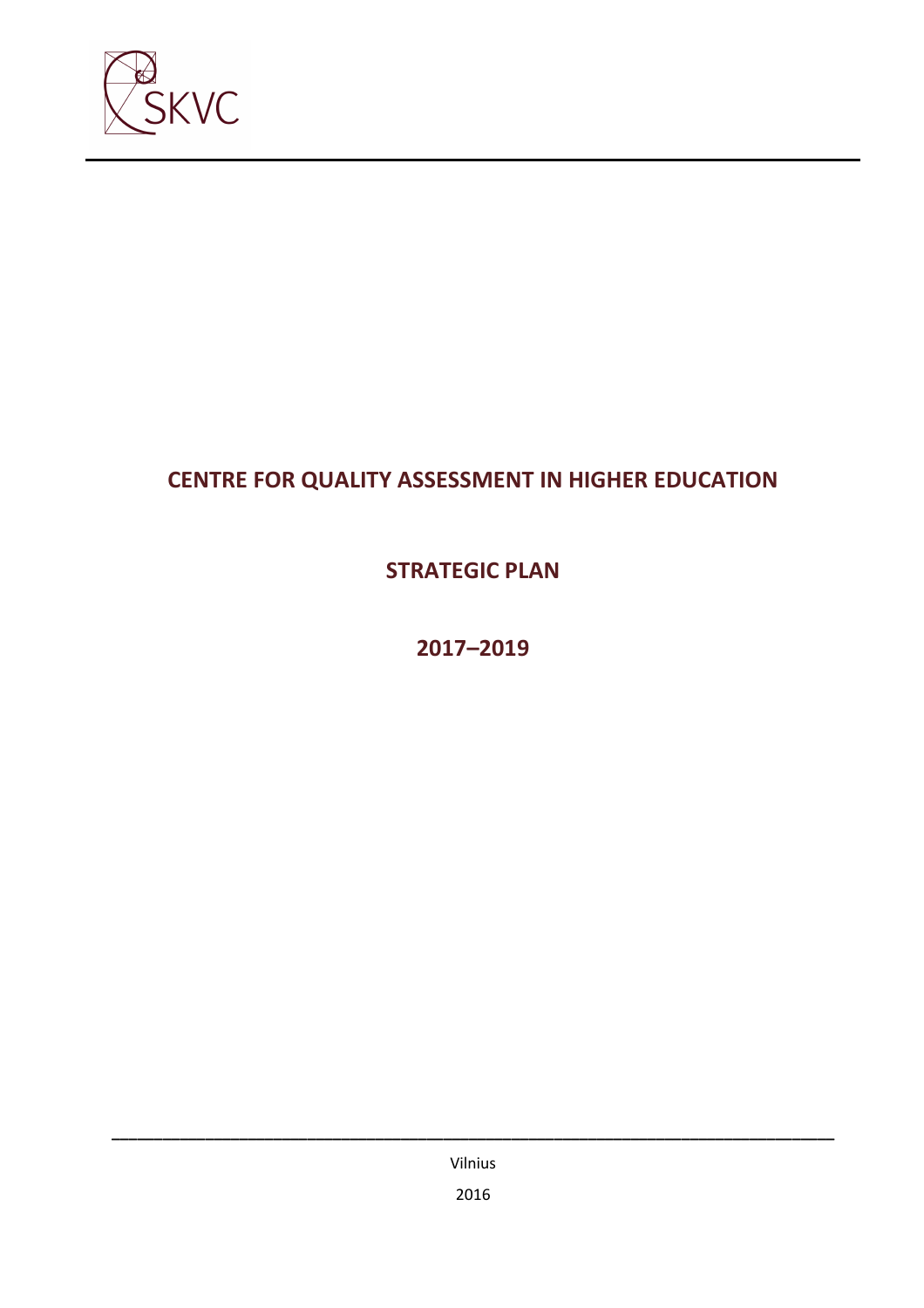SKVC

# CENTRE FOR QUALITY ASSESSMENT IN HIGHER EDUCATION

## STRATEGIC PLAN

## 2017–2019

Vilnius

2016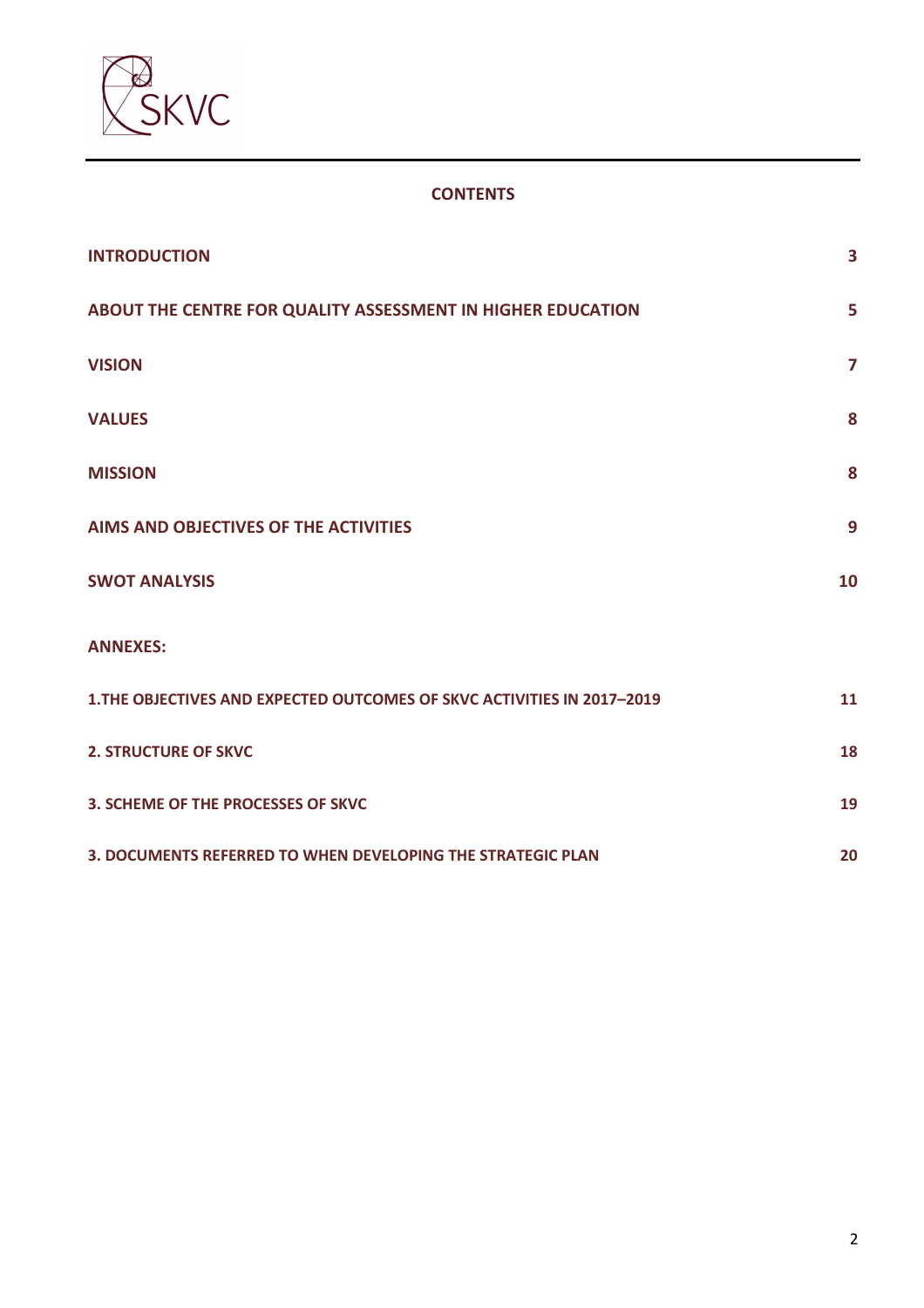## CONTENTS

| | |
|---|---|
| **INTRODUCTION** | **3** |
| **ABOUT THE CENTRE FOR QUALITY ASSESSMENT IN HIGHER EDUCATION** | **5** |
| **VISION** | **7** |
| **VALUES** | **8** |
| **MISSION** | **8** |
| **AIMS AND OBJECTIVES OF THE ACTIVITIES** | **9** |
| **SWOT ANALYSIS** | **10** |
| **ANNEXES:** | |
| **1.THE OBJECTIVES AND EXPECTED OUTCOMES OF SKVC ACTIVITIES IN 2017–2019** | **11** |
| **2. STRUCTURE OF SKVC** | **18** |
| **3. SCHEME OF THE PROCESSES OF SKVC** | **19** |
| **3. DOCUMENTS REFERRED TO WHEN DEVELOPING THE STRATEGIC PLAN** | **20** |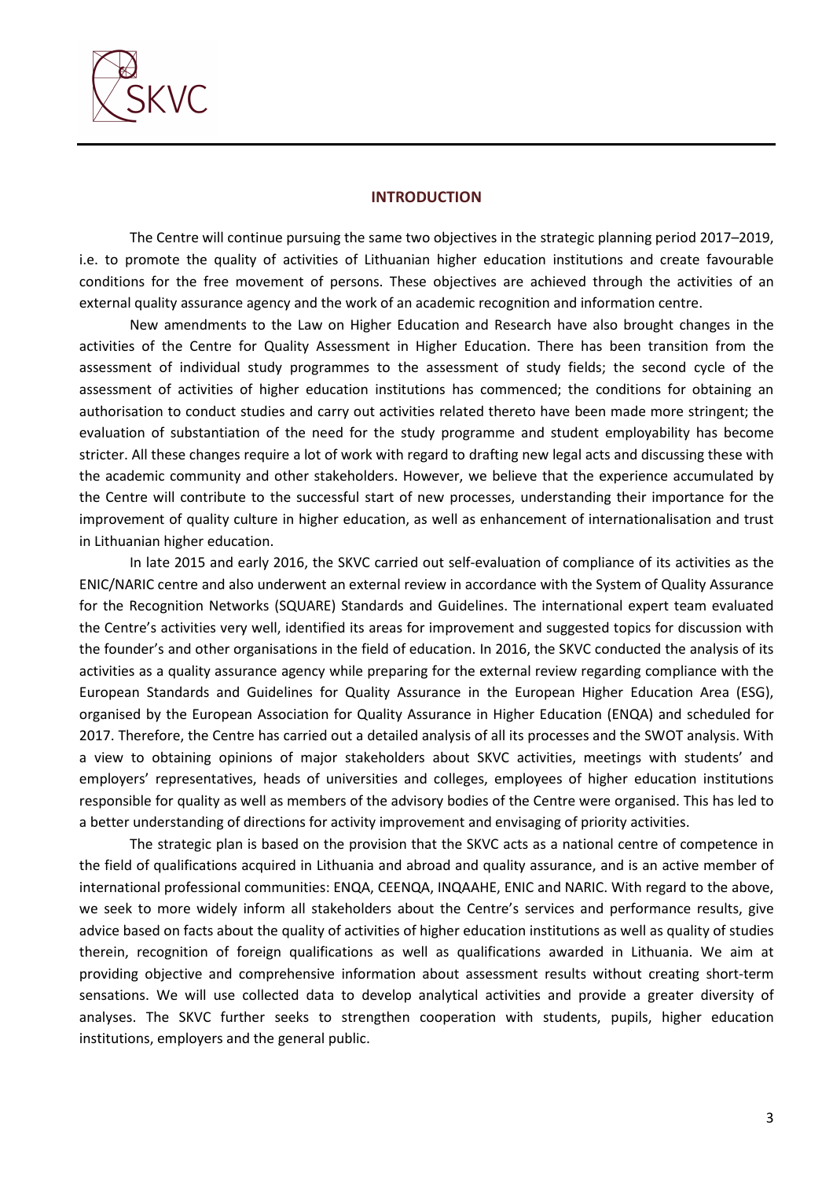## INTRODUCTION

The Centre will continue pursuing the same two objectives in the strategic planning period 2017–2019, i.e. to promote the quality of activities of Lithuanian higher education institutions and create favourable conditions for the free movement of persons. These objectives are achieved through the activities of an external quality assurance agency and the work of an academic recognition and information centre.

New amendments to the Law on Higher Education and Research have also brought changes in the activities of the Centre for Quality Assessment in Higher Education. There has been transition from the assessment of individual study programmes to the assessment of study fields; the second cycle of the assessment of activities of higher education institutions has commenced; the conditions for obtaining an authorisation to conduct studies and carry out activities related thereto have been made more stringent; the evaluation of substantiation of the need for the study programme and student employability has become stricter. All these changes require a lot of work with regard to drafting new legal acts and discussing these with the academic community and other stakeholders. However, we believe that the experience accumulated by the Centre will contribute to the successful start of new processes, understanding their importance for the improvement of quality culture in higher education, as well as enhancement of internationalisation and trust in Lithuanian higher education.

In late 2015 and early 2016, the SKVC carried out self-evaluation of compliance of its activities as the ENIC/NARIC centre and also underwent an external review in accordance with the System of Quality Assurance for the Recognition Networks (SQUARE) Standards and Guidelines. The international expert team evaluated the Centre's activities very well, identified its areas for improvement and suggested topics for discussion with the founder's and other organisations in the field of education. In 2016, the SKVC conducted the analysis of its activities as a quality assurance agency while preparing for the external review regarding compliance with the European Standards and Guidelines for Quality Assurance in the European Higher Education Area (ESG), organised by the European Association for Quality Assurance in Higher Education (ENQA) and scheduled for 2017. Therefore, the Centre has carried out a detailed analysis of all its processes and the SWOT analysis. With a view to obtaining opinions of major stakeholders about SKVC activities, meetings with students' and employers' representatives, heads of universities and colleges, employees of higher education institutions responsible for quality as well as members of the advisory bodies of the Centre were organised. This has led to a better understanding of directions for activity improvement and envisaging of priority activities.

The strategic plan is based on the provision that the SKVC acts as a national centre of competence in the field of qualifications acquired in Lithuania and abroad and quality assurance, and is an active member of international professional communities: ENQA, CEENQA, INQAAHE, ENIC and NARIC. With regard to the above, we seek to more widely inform all stakeholders about the Centre's services and performance results, give advice based on facts about the quality of activities of higher education institutions as well as quality of studies therein, recognition of foreign qualifications as well as qualifications awarded in Lithuania. We aim at providing objective and comprehensive information about assessment results without creating short-term sensations. We will use collected data to develop analytical activities and provide a greater diversity of analyses. The SKVC further seeks to strengthen cooperation with students, pupils, higher education institutions, employers and the general public.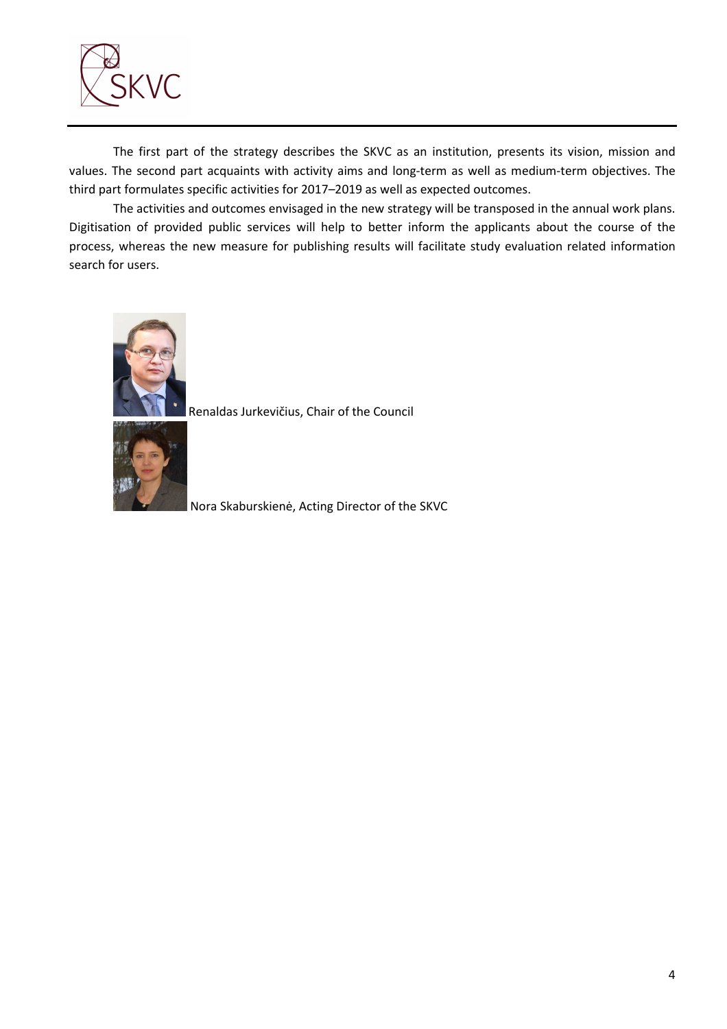The first part of the strategy describes the SKVC as an institution, presents its vision, mission and values. The second part acquaints with activity aims and long-term as well as medium-term objectives. The third part formulates specific activities for 2017–2019 as well as expected outcomes.

The activities and outcomes envisaged in the new strategy will be transposed in the annual work plans. Digitisation of provided public services will help to better inform the applicants about the course of the process, whereas the new measure for publishing results will facilitate study evaluation related information search for users.

Renaldas Jurkevičius, Chair of the Council

Nora Skaburskienė, Acting Director of the SKVC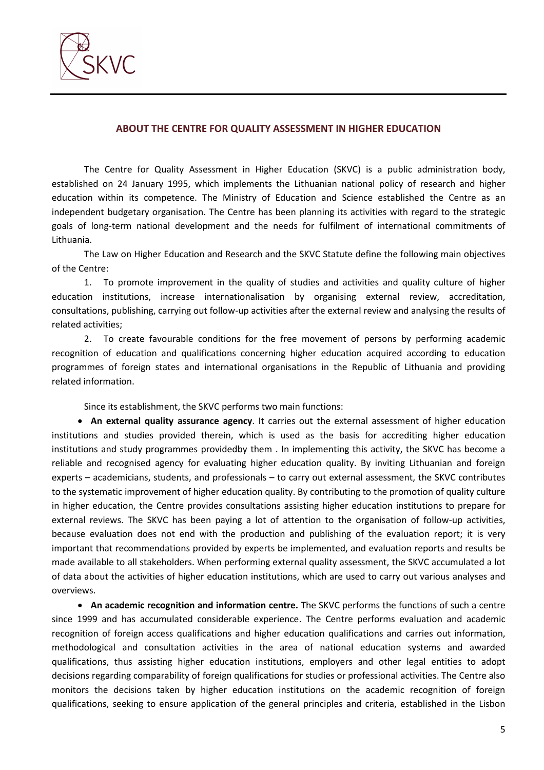## ABOUT THE CENTRE FOR QUALITY ASSESSMENT IN HIGHER EDUCATION

The Centre for Quality Assessment in Higher Education (SKVC) is a public administration body, established on 24 January 1995, which implements the Lithuanian national policy of research and higher education within its competence. The Ministry of Education and Science established the Centre as an independent budgetary organisation. The Centre has been planning its activities with regard to the strategic goals of long-term national development and the needs for fulfilment of international commitments of Lithuania.

The Law on Higher Education and Research and the SKVC Statute define the following main objectives of the Centre:

1. To promote improvement in the quality of studies and activities and quality culture of higher education institutions, increase internationalisation by organising external review, accreditation, consultations, publishing, carrying out follow-up activities after the external review and analysing the results of related activities;
2. To create favourable conditions for the free movement of persons by performing academic recognition of education and qualifications concerning higher education acquired according to education programmes of foreign states and international organisations in the Republic of Lithuania and providing related information.

Since its establishment, the SKVC performs two main functions:

- **An external quality assurance agency**. It carries out the external assessment of higher education institutions and studies provided therein, which is used as the basis for accrediting higher education institutions and study programmes providedby them . In implementing this activity, the SKVC has become a reliable and recognised agency for evaluating higher education quality. By inviting Lithuanian and foreign experts – academicians, students, and professionals – to carry out external assessment, the SKVC contributes to the systematic improvement of higher education quality. By contributing to the promotion of quality culture in higher education, the Centre provides consultations assisting higher education institutions to prepare for external reviews. The SKVC has been paying a lot of attention to the organisation of follow-up activities, because evaluation does not end with the production and publishing of the evaluation report; it is very important that recommendations provided by experts be implemented, and evaluation reports and results be made available to all stakeholders. When performing external quality assessment, the SKVC accumulated a lot of data about the activities of higher education institutions, which are used to carry out various analyses and overviews.
- **An academic recognition and information centre.** The SKVC performs the functions of such a centre since 1999 and has accumulated considerable experience. The Centre performs evaluation and academic recognition of foreign access qualifications and higher education qualifications and carries out information, methodological and consultation activities in the area of national education systems and awarded qualifications, thus assisting higher education institutions, employers and other legal entities to adopt decisions regarding comparability of foreign qualifications for studies or professional activities. The Centre also monitors the decisions taken by higher education institutions on the academic recognition of foreign qualifications, seeking to ensure application of the general principles and criteria, established in the Lisbon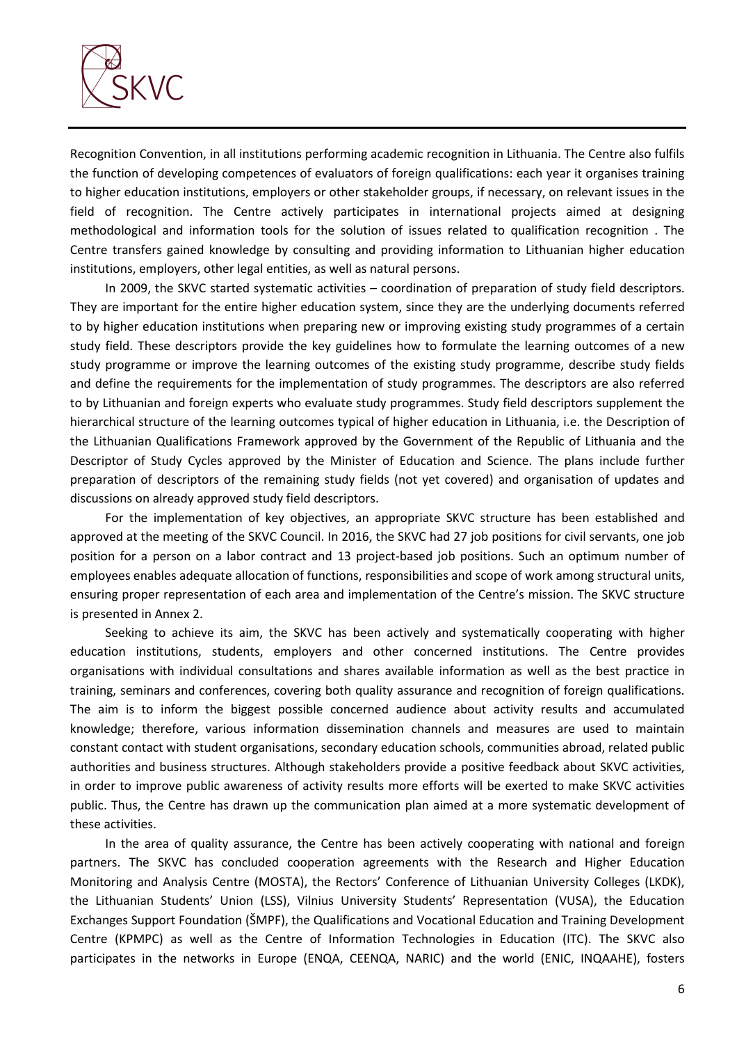Recognition Convention, in all institutions performing academic recognition in Lithuania. The Centre also fulfils the function of developing competences of evaluators of foreign qualifications: each year it organises training to higher education institutions, employers or other stakeholder groups, if necessary, on relevant issues in the field of recognition. The Centre actively participates in international projects aimed at designing methodological and information tools for the solution of issues related to qualification recognition . The Centre transfers gained knowledge by consulting and providing information to Lithuanian higher education institutions, employers, other legal entities, as well as natural persons.

In 2009, the SKVC started systematic activities – coordination of preparation of study field descriptors. They are important for the entire higher education system, since they are the underlying documents referred to by higher education institutions when preparing new or improving existing study programmes of a certain study field. These descriptors provide the key guidelines how to formulate the learning outcomes of a new study programme or improve the learning outcomes of the existing study programme, describe study fields and define the requirements for the implementation of study programmes. The descriptors are also referred to by Lithuanian and foreign experts who evaluate study programmes. Study field descriptors supplement the hierarchical structure of the learning outcomes typical of higher education in Lithuania, i.e. the Description of the Lithuanian Qualifications Framework approved by the Government of the Republic of Lithuania and the Descriptor of Study Cycles approved by the Minister of Education and Science. The plans include further preparation of descriptors of the remaining study fields (not yet covered) and organisation of updates and discussions on already approved study field descriptors.

For the implementation of key objectives, an appropriate SKVC structure has been established and approved at the meeting of the SKVC Council. In 2016, the SKVC had 27 job positions for civil servants, one job position for a person on a labor contract and 13 project-based job positions. Such an optimum number of employees enables adequate allocation of functions, responsibilities and scope of work among structural units, ensuring proper representation of each area and implementation of the Centre's mission. The SKVC structure is presented in Annex 2.

Seeking to achieve its aim, the SKVC has been actively and systematically cooperating with higher education institutions, students, employers and other concerned institutions. The Centre provides organisations with individual consultations and shares available information as well as the best practice in training, seminars and conferences, covering both quality assurance and recognition of foreign qualifications. The aim is to inform the biggest possible concerned audience about activity results and accumulated knowledge; therefore, various information dissemination channels and measures are used to maintain constant contact with student organisations, secondary education schools, communities abroad, related public authorities and business structures. Although stakeholders provide a positive feedback about SKVC activities, in order to improve public awareness of activity results more efforts will be exerted to make SKVC activities public. Thus, the Centre has drawn up the communication plan aimed at a more systematic development of these activities.

In the area of quality assurance, the Centre has been actively cooperating with national and foreign partners. The SKVC has concluded cooperation agreements with the Research and Higher Education Monitoring and Analysis Centre (MOSTA), the Rectors' Conference of Lithuanian University Colleges (LKDK), the Lithuanian Students' Union (LSS), Vilnius University Students' Representation (VUSA), the Education Exchanges Support Foundation (ŠMPF), the Qualifications and Vocational Education and Training Development Centre (KPMPC) as well as the Centre of Information Technologies in Education (ITC). The SKVC also participates in the networks in Europe (ENQA, CEENQA, NARIC) and the world (ENIC, INQAAHE), fosters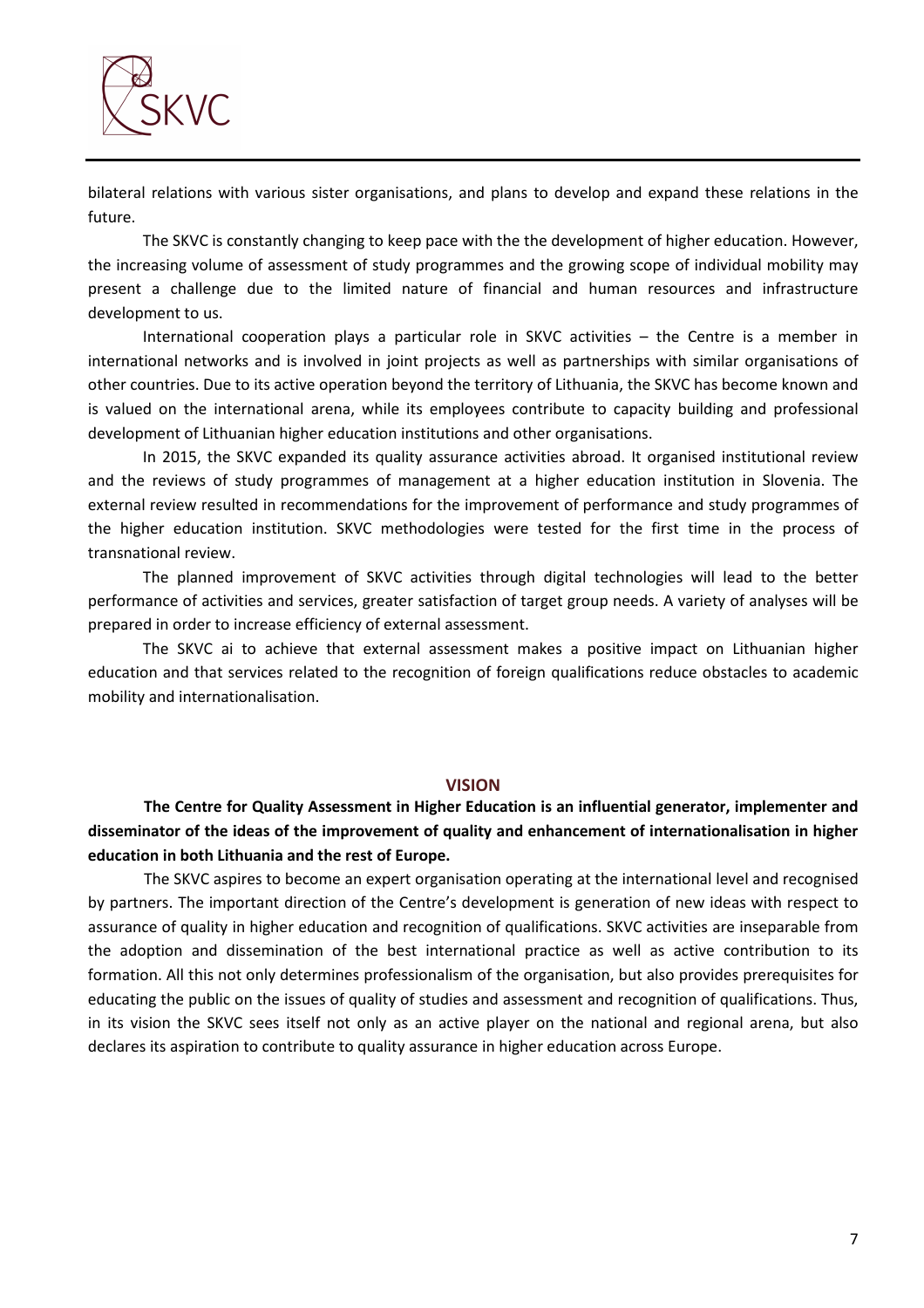bilateral relations with various sister organisations, and plans to develop and expand these relations in the future.

The SKVC is constantly changing to keep pace with the the development of higher education. However, the increasing volume of assessment of study programmes and the growing scope of individual mobility may present a challenge due to the limited nature of financial and human resources and infrastructure development to us.

International cooperation plays a particular role in SKVC activities – the Centre is a member in international networks and is involved in joint projects as well as partnerships with similar organisations of other countries. Due to its active operation beyond the territory of Lithuania, the SKVC has become known and is valued on the international arena, while its employees contribute to capacity building and professional development of Lithuanian higher education institutions and other organisations.

In 2015, the SKVC expanded its quality assurance activities abroad. It organised institutional review and the reviews of study programmes of management at a higher education institution in Slovenia. The external review resulted in recommendations for the improvement of performance and study programmes of the higher education institution. SKVC methodologies were tested for the first time in the process of transnational review.

The planned improvement of SKVC activities through digital technologies will lead to the better performance of activities and services, greater satisfaction of target group needs. A variety of analyses will be prepared in order to increase efficiency of external assessment.

The SKVC ai to achieve that external assessment makes a positive impact on Lithuanian higher education and that services related to the recognition of foreign qualifications reduce obstacles to academic mobility and internationalisation.

## VISION

**The Centre for Quality Assessment in Higher Education is an influential generator, implementer and disseminator of the ideas of the improvement of quality and enhancement of internationalisation in higher education in both Lithuania and the rest of Europe.**

The SKVC aspires to become an expert organisation operating at the international level and recognised by partners. The important direction of the Centre's development is generation of new ideas with respect to assurance of quality in higher education and recognition of qualifications. SKVC activities are inseparable from the adoption and dissemination of the best international practice as well as active contribution to its formation. All this not only determines professionalism of the organisation, but also provides prerequisites for educating the public on the issues of quality of studies and assessment and recognition of qualifications. Thus, in its vision the SKVC sees itself not only as an active player on the national and regional arena, but also declares its aspiration to contribute to quality assurance in higher education across Europe.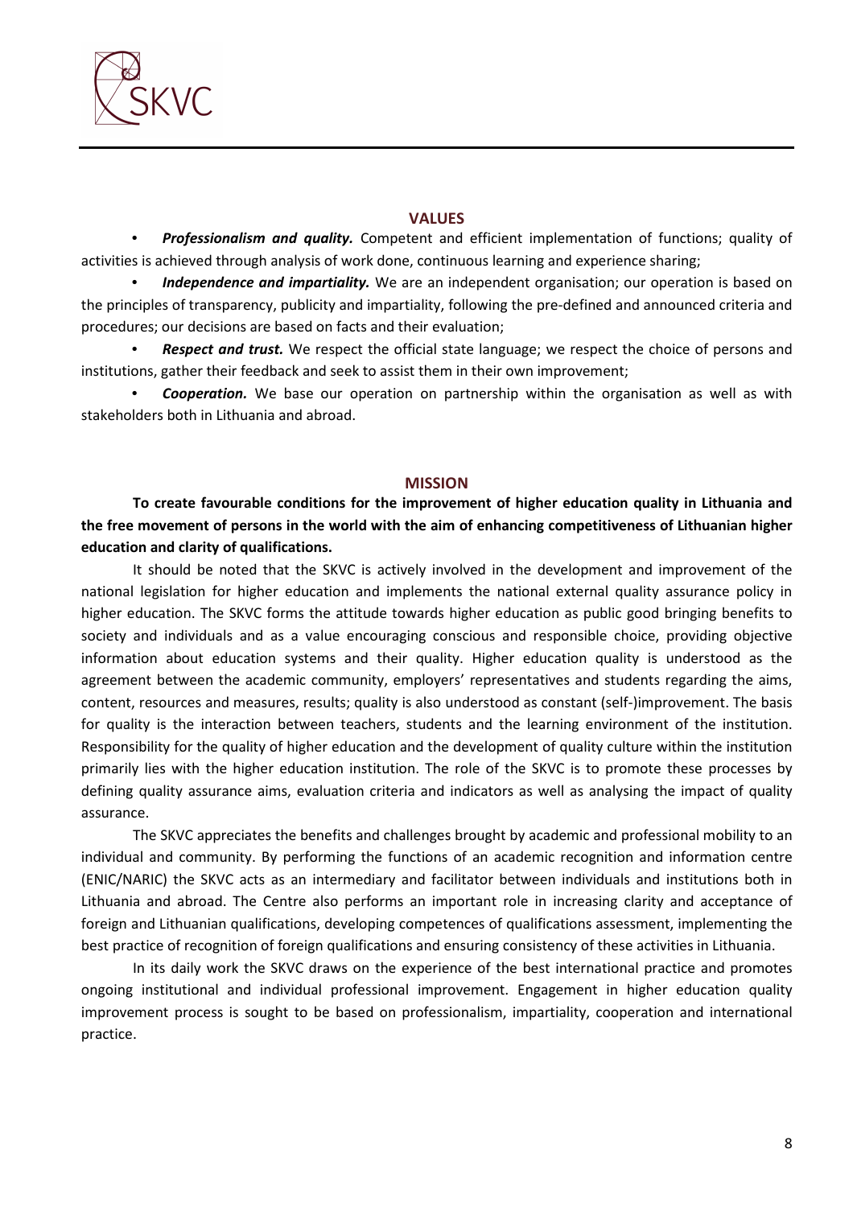## VALUES

- ***Professionalism and quality.*** Competent and efficient implementation of functions; quality of activities is achieved through analysis of work done, continuous learning and experience sharing;
- ***Independence and impartiality.*** We are an independent organisation; our operation is based on the principles of transparency, publicity and impartiality, following the pre-defined and announced criteria and procedures; our decisions are based on facts and their evaluation;
- ***Respect and trust.*** We respect the official state language; we respect the choice of persons and institutions, gather their feedback and seek to assist them in their own improvement;
- ***Cooperation.*** We base our operation on partnership within the organisation as well as with stakeholders both in Lithuania and abroad.

## MISSION

**To create favourable conditions for the improvement of higher education quality in Lithuania and the free movement of persons in the world with the aim of enhancing competitiveness of Lithuanian higher education and clarity of qualifications.**

It should be noted that the SKVC is actively involved in the development and improvement of the national legislation for higher education and implements the national external quality assurance policy in higher education. The SKVC forms the attitude towards higher education as public good bringing benefits to society and individuals and as a value encouraging conscious and responsible choice, providing objective information about education systems and their quality. Higher education quality is understood as the agreement between the academic community, employers' representatives and students regarding the aims, content, resources and measures, results; quality is also understood as constant (self-)improvement. The basis for quality is the interaction between teachers, students and the learning environment of the institution. Responsibility for the quality of higher education and the development of quality culture within the institution primarily lies with the higher education institution. The role of the SKVC is to promote these processes by defining quality assurance aims, evaluation criteria and indicators as well as analysing the impact of quality assurance.

The SKVC appreciates the benefits and challenges brought by academic and professional mobility to an individual and community. By performing the functions of an academic recognition and information centre (ENIC/NARIC) the SKVC acts as an intermediary and facilitator between individuals and institutions both in Lithuania and abroad. The Centre also performs an important role in increasing clarity and acceptance of foreign and Lithuanian qualifications, developing competences of qualifications assessment, implementing the best practice of recognition of foreign qualifications and ensuring consistency of these activities in Lithuania.

In its daily work the SKVC draws on the experience of the best international practice and promotes ongoing institutional and individual professional improvement. Engagement in higher education quality improvement process is sought to be based on professionalism, impartiality, cooperation and international practice.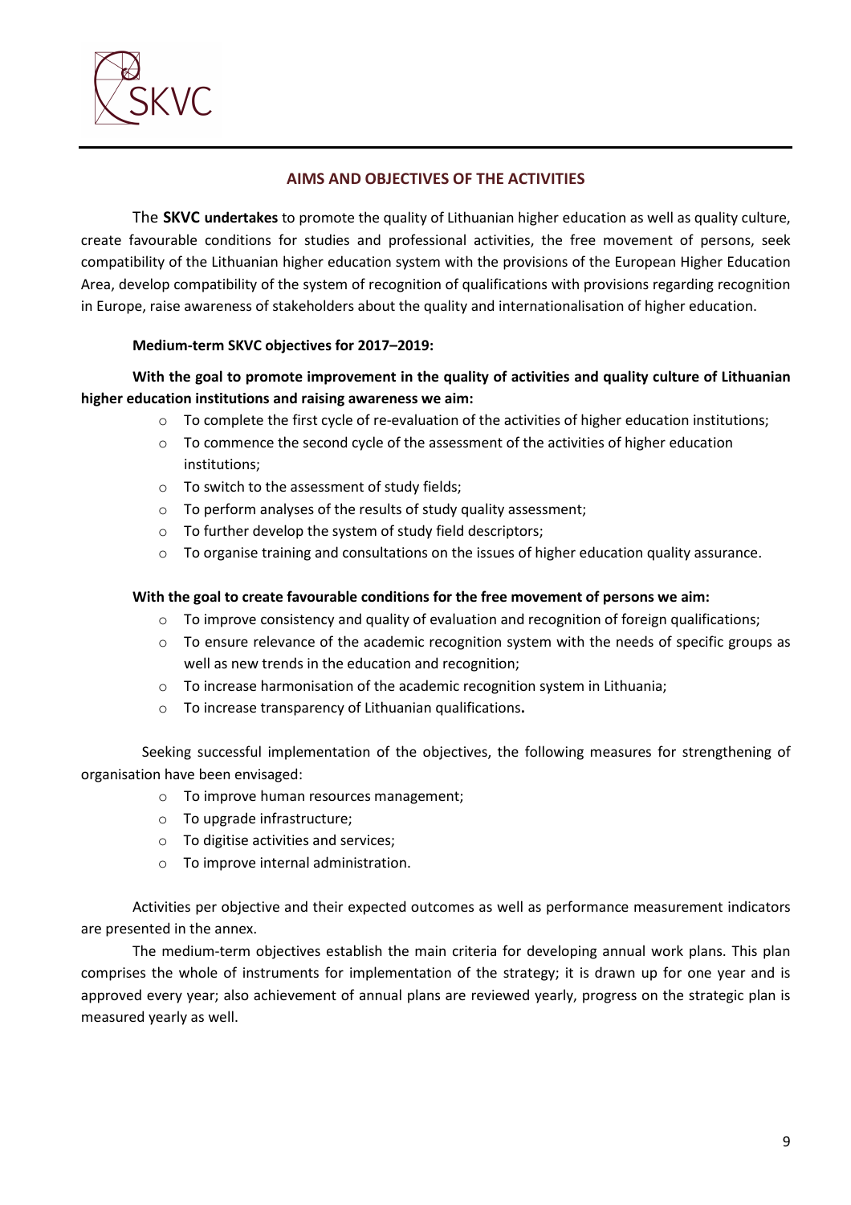## AIMS AND OBJECTIVES OF THE ACTIVITIES

The **SKVC undertakes** to promote the quality of Lithuanian higher education as well as quality culture, create favourable conditions for studies and professional activities, the free movement of persons, seek compatibility of the Lithuanian higher education system with the provisions of the European Higher Education Area, develop compatibility of the system of recognition of qualifications with provisions regarding recognition in Europe, raise awareness of stakeholders about the quality and internationalisation of higher education.

**Medium-term SKVC objectives for 2017–2019:**

**With the goal to promote improvement in the quality of activities and quality culture of Lithuanian higher education institutions and raising awareness we aim:**

- To complete the first cycle of re-evaluation of the activities of higher education institutions;
- To commence the second cycle of the assessment of the activities of higher education institutions;
- To switch to the assessment of study fields;
- To perform analyses of the results of study quality assessment;
- To further develop the system of study field descriptors;
- To organise training and consultations on the issues of higher education quality assurance.

**With the goal to create favourable conditions for the free movement of persons we aim:**

- To improve consistency and quality of evaluation and recognition of foreign qualifications;
- To ensure relevance of the academic recognition system with the needs of specific groups as well as new trends in the education and recognition;
- To increase harmonisation of the academic recognition system in Lithuania;
- To increase transparency of Lithuanian qualifications**.**

Seeking successful implementation of the objectives, the following measures for strengthening of organisation have been envisaged:

- To improve human resources management;
- To upgrade infrastructure;
- To digitise activities and services;
- To improve internal administration.

Activities per objective and their expected outcomes as well as performance measurement indicators are presented in the annex.

The medium-term objectives establish the main criteria for developing annual work plans. This plan comprises the whole of instruments for implementation of the strategy; it is drawn up for one year and is approved every year; also achievement of annual plans are reviewed yearly, progress on the strategic plan is measured yearly as well.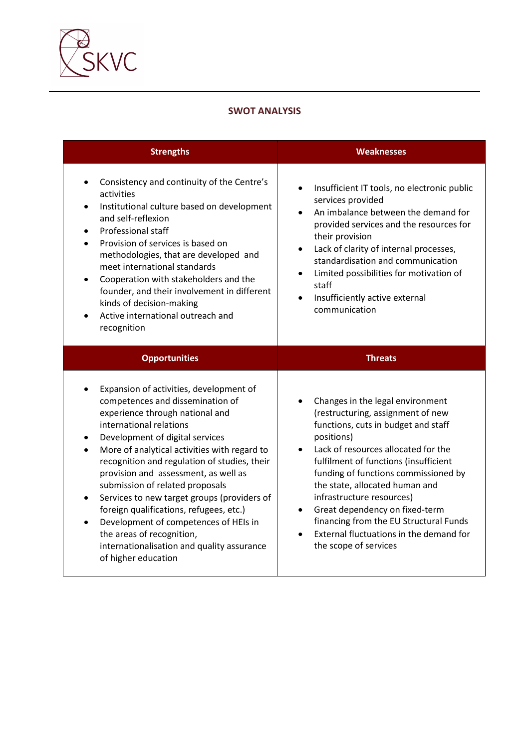## SWOT ANALYSIS

| Strengths | Weaknesses |
|---|---|
| • Consistency and continuity of the Centre's activities<br>• Institutional culture based on development and self-reflexion<br>• Professional staff<br>• Provision of services is based on methodologies, that are developed and meet international standards<br>• Cooperation with stakeholders and the founder, and their involvement in different kinds of decision-making<br>• Active international outreach and recognition | • Insufficient IT tools, no electronic public services provided<br>• An imbalance between the demand for provided services and the resources for their provision<br>• Lack of clarity of internal processes, standardisation and communication<br>• Limited possibilities for motivation of staff<br>• Insufficiently active external communication |
| **Opportunities** | **Threats** |
| • Expansion of activities, development of competences and dissemination of experience through national and international relations<br>• Development of digital services<br>• More of analytical activities with regard to recognition and regulation of studies, their provision and assessment, as well as submission of related proposals<br>• Services to new target groups (providers of foreign qualifications, refugees, etc.)<br>• Development of competences of HEIs in the areas of recognition, internationalisation and quality assurance of higher education | • Changes in the legal environment (restructuring, assignment of new functions, cuts in budget and staff positions)<br>• Lack of resources allocated for the fulfilment of functions (insufficient funding of functions commissioned by the state, allocated human and infrastructure resources)<br>• Great dependency on fixed-term financing from the EU Structural Funds<br>• External fluctuations in the demand for the scope of services |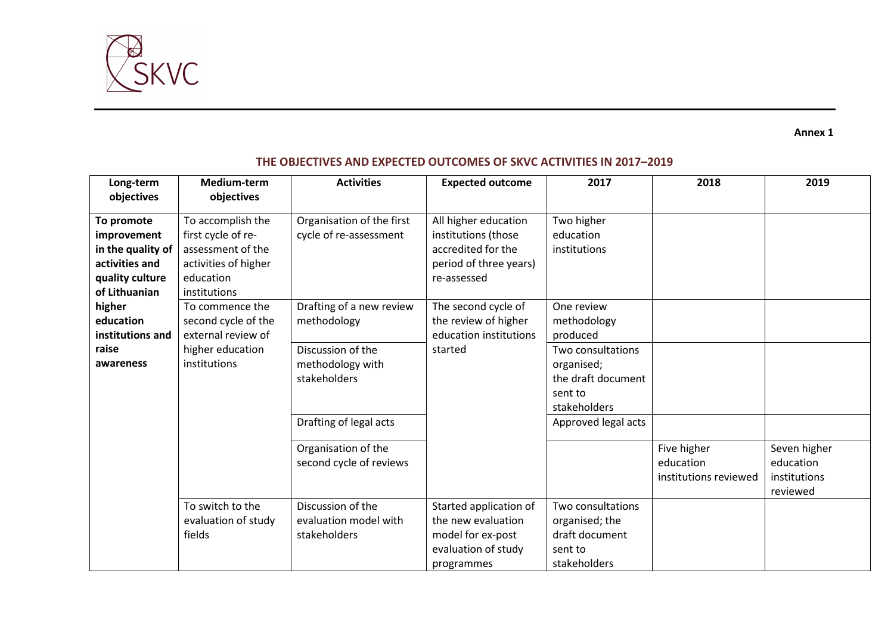**Annex 1**

## THE OBJECTIVES AND EXPECTED OUTCOMES OF SKVC ACTIVITIES IN 2017–2019

| Long-term objectives | Medium-term objectives | Activities | Expected outcome | 2017 | 2018 | 2019 |
|---|---|---|---|---|---|---|
| **To promote improvement in the quality of activities and quality culture of Lithuanian higher education institutions and raise awareness** | To accomplish the first cycle of re-assessment of the activities of higher education institutions | Organisation of the first cycle of re-assessment | All higher education institutions (those accredited for the period of three years) re-assessed | Two higher education institutions | | |
| | To commence the second cycle of the external review of higher education institutions | Drafting of a new review methodology | The second cycle of the review of higher education institutions started | One review methodology produced | | |
| | | Discussion of the methodology with stakeholders | | Two consultations organised; the draft document sent to stakeholders | | |
| | | Drafting of legal acts | | Approved legal acts | | |
| | | Organisation of the second cycle of reviews | | | Five higher education institutions reviewed | Seven higher education institutions reviewed |
| | To switch to the evaluation of study fields | Discussion of the evaluation model with stakeholders | Started application of the new evaluation model for ex-post evaluation of study programmes | Two consultations organised; the draft document sent to stakeholders | | |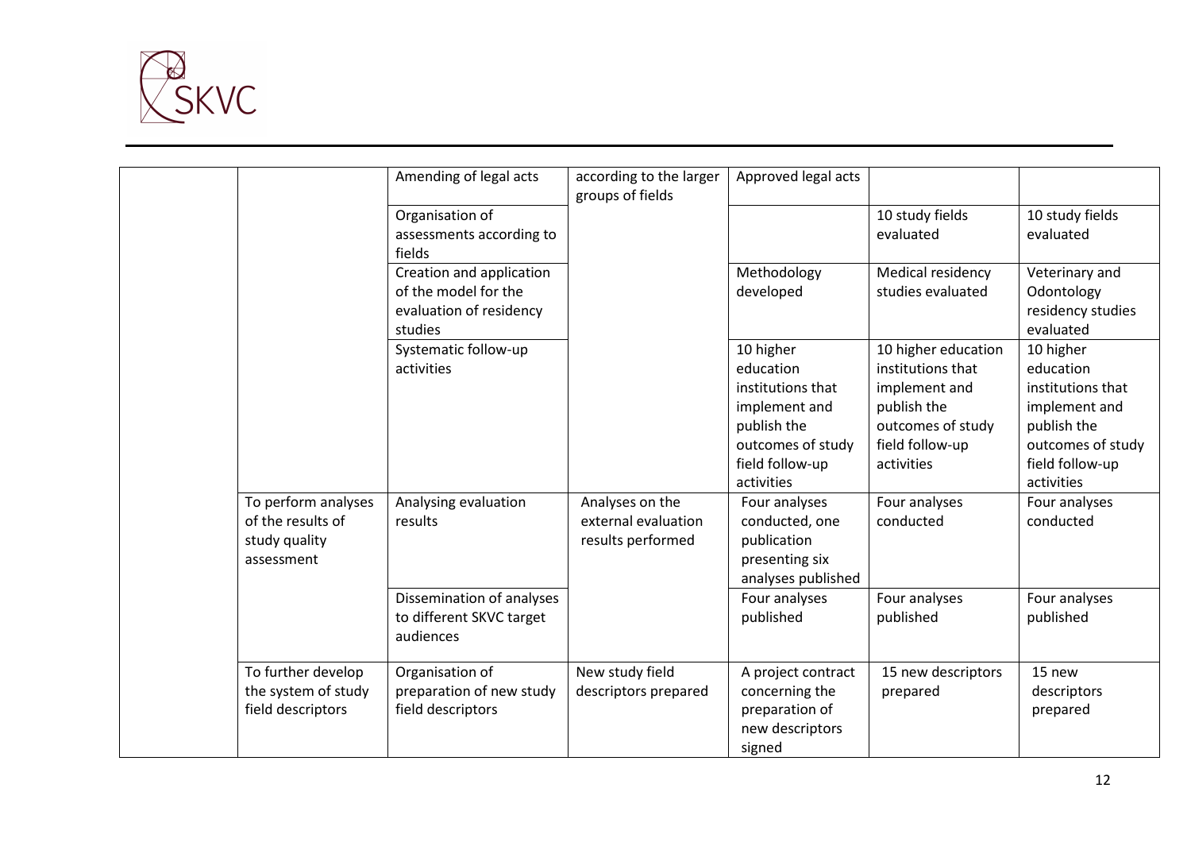| | | | | | | |
|---|---|---|---|---|---|---|
| | | Amending of legal acts | according to the larger groups of fields | Approved legal acts | | |
| | | Organisation of assessments according to fields | | | 10 study fields evaluated | 10 study fields evaluated |
| | | Creation and application of the model for the evaluation of residency studies | | Methodology developed | Medical residency studies evaluated | Veterinary and Odontology residency studies evaluated |
| | | Systematic follow-up activities | | 10 higher education institutions that implement and publish the outcomes of study field follow-up activities | 10 higher education institutions that implement and publish the outcomes of study field follow-up activities | 10 higher education institutions that implement and publish the outcomes of study field follow-up activities |
| | To perform analyses of the results of study quality assessment | Analysing evaluation results | Analyses on the external evaluation results performed | Four analyses conducted, one publication presenting six analyses published | Four analyses conducted | Four analyses conducted |
| | | Dissemination of analyses to different SKVC target audiences | | Four analyses published | Four analyses published | Four analyses published |
| | To further develop the system of study field descriptors | Organisation of preparation of new study field descriptors | New study field descriptors prepared | A project contract concerning the preparation of new descriptors signed | 15 new descriptors prepared | 15 new descriptors prepared |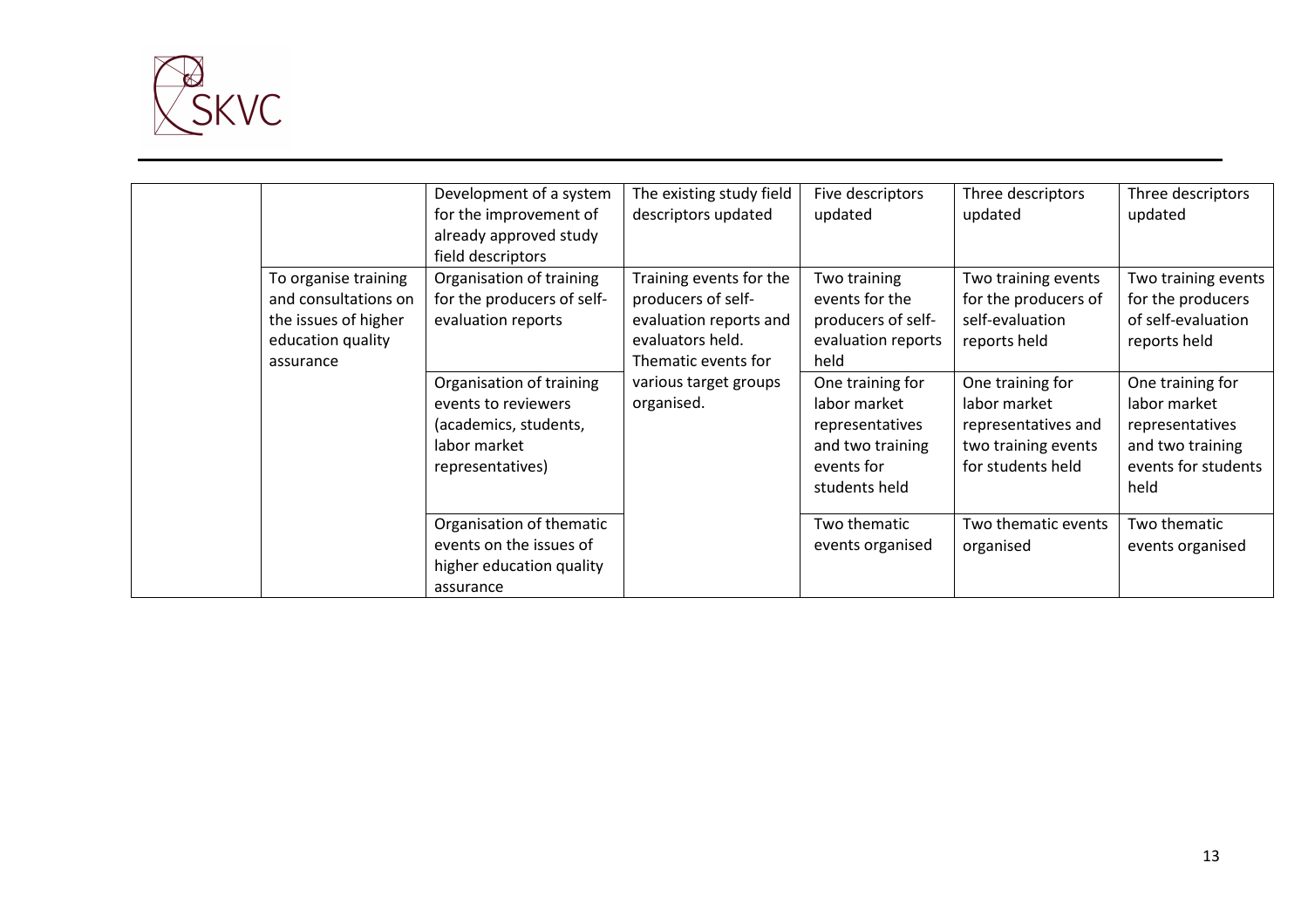| | | | | | | |
|---|---|---|---|---|---|---|
| | | Development of a system for the improvement of already approved study field descriptors | The existing study field descriptors updated | Five descriptors updated | Three descriptors updated | Three descriptors updated |
| | To organise training and consultations on the issues of higher education quality assurance | Organisation of training for the producers of self-evaluation reports | Training events for the producers of self-evaluation reports and evaluators held. Thematic events for various target groups organised. | Two training events for the producers of self-evaluation reports held | Two training events for the producers of self-evaluation reports held | Two training events for the producers of self-evaluation reports held |
| | | Organisation of training events to reviewers (academics, students, labor market representatives) | | One training for labor market representatives and two training events for students held | One training for labor market representatives and two training events for students held | One training for labor market representatives and two training events for students held |
| | | Organisation of thematic events on the issues of higher education quality assurance | | Two thematic events organised | Two thematic events organised | Two thematic events organised |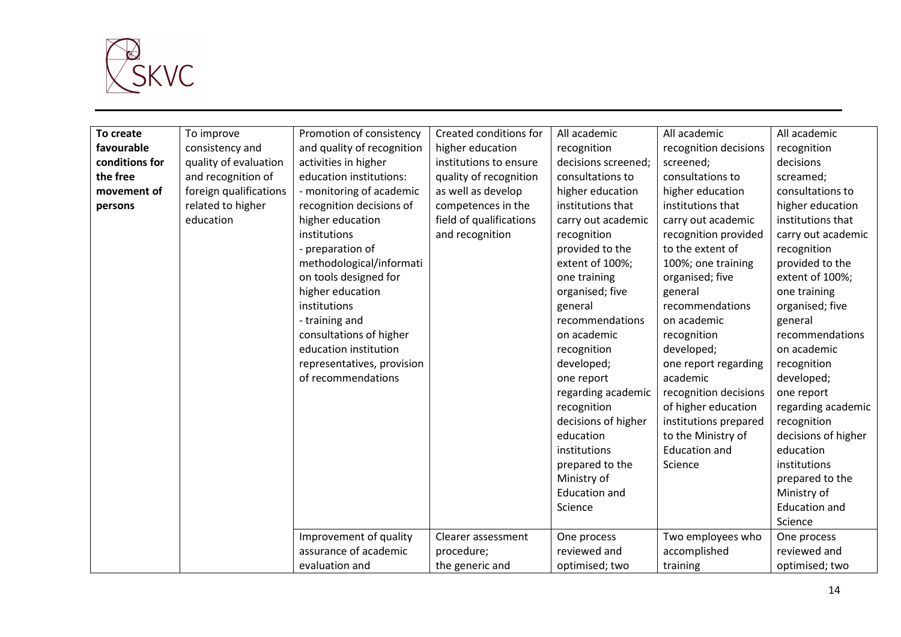| **To create favourable conditions for the free movement of persons** | To improve consistency and quality of evaluation and recognition of foreign qualifications related to higher education | Promotion of consistency and quality of recognition activities in higher education institutions: - monitoring of academic recognition decisions of higher education institutions - preparation of methodological/information tools designed for higher education institutions - training and consultations of higher education institution representatives, provision of recommendations | Created conditions for higher education institutions to ensure quality of recognition as well as develop competences in the field of qualifications and recognition | All academic recognition decisions screened; consultations to higher education institutions that carry out academic recognition provided to the extent of 100%; one training organised; five general recommendations on academic recognition developed; one report regarding academic recognition decisions of higher education institutions prepared to the Ministry of Education and Science | All academic recognition decisions screened; consultations to higher education institutions that carry out academic recognition provided to the extent of 100%; one training organised; five general recommendations on academic recognition developed; one report regarding academic recognition decisions of higher education institutions prepared to the Ministry of Education and Science | All academic recognition decisions screamed; consultations to higher education institutions that carry out academic recognition provided to the extent of 100%; one training organised; five general recommendations on academic recognition developed; one report regarding academic recognition decisions of higher education institutions prepared to the Ministry of Education and Science |
|---|---|---|---|---|---|---|
| | | Improvement of quality assurance of academic evaluation and | Clearer assessment procedure; the generic and | One process reviewed and optimised; two | Two employees who accomplished training | One process reviewed and optimised; two |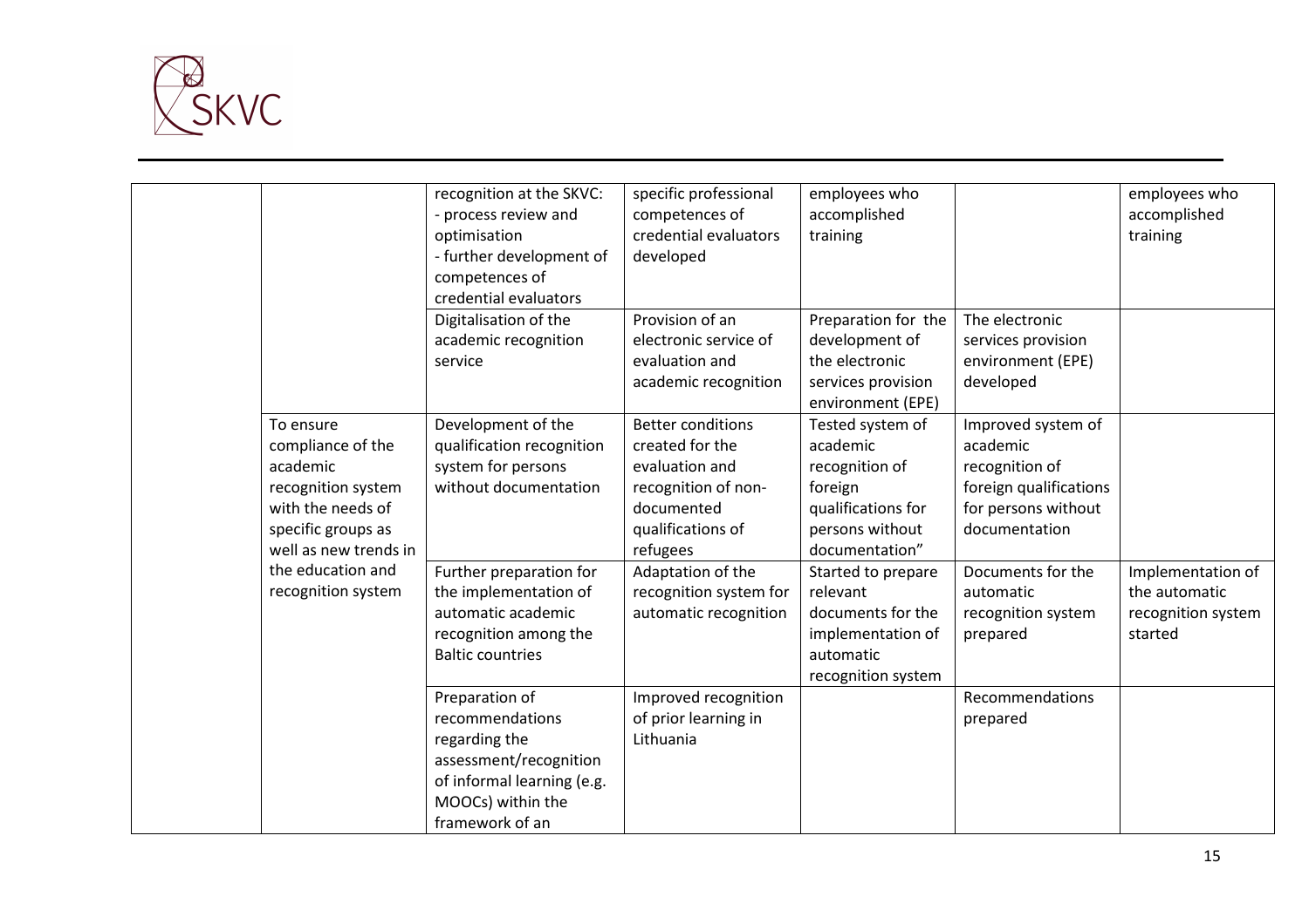| | | | | | | |
|---|---|---|---|---|---|---|
| | | recognition at the SKVC:<br>- process review and optimisation<br>- further development of competences of credential evaluators | specific professional competences of credential evaluators developed | employees who accomplished training | | employees who accomplished training |
| | | Digitalisation of the academic recognition service | Provision of an electronic service of evaluation and academic recognition | Preparation for the development of the electronic services provision environment (EPE) | The electronic services provision environment (EPE) developed | |
| | To ensure compliance of the academic recognition system with the needs of specific groups as well as new trends in the education and recognition system | Development of the qualification recognition system for persons without documentation | Better conditions created for the evaluation and recognition of non-documented qualifications of refugees | Tested system of academic recognition of foreign qualifications for persons without documentation" | Improved system of academic recognition of foreign qualifications for persons without documentation | |
| | | Further preparation for the implementation of automatic academic recognition among the Baltic countries | Adaptation of the recognition system for automatic recognition | Started to prepare relevant documents for the implementation of automatic recognition system | Documents for the automatic recognition system prepared | Implementation of the automatic recognition system started |
| | | Preparation of recommendations regarding the assessment/recognition of informal learning (e.g. MOOCs) within the framework of an | Improved recognition of prior learning in Lithuania | | Recommendations prepared | |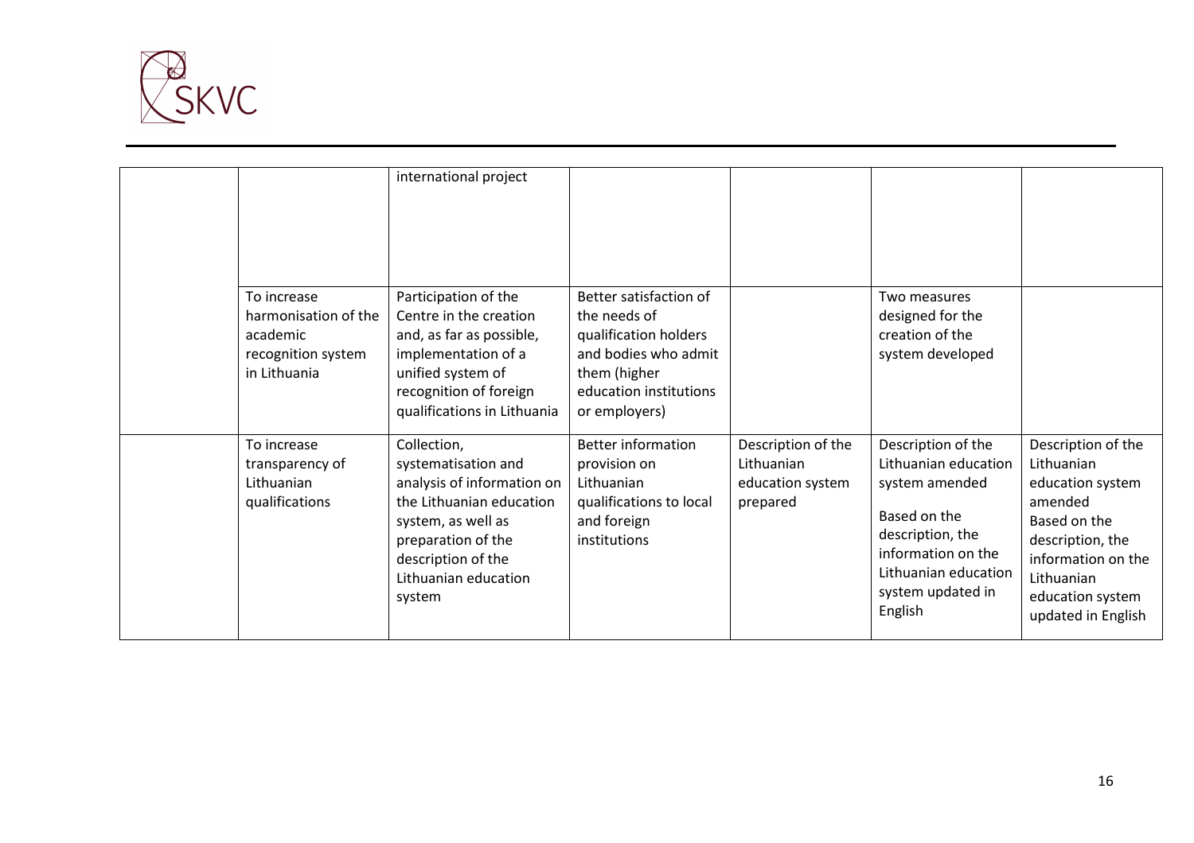| | | | | | | |
|---|---|---|---|---|---|---|
| | | international project | | | | |
| | To increase harmonisation of the academic recognition system in Lithuania | Participation of the Centre in the creation and, as far as possible, implementation of a unified system of recognition of foreign qualifications in Lithuania | Better satisfaction of the needs of qualification holders and bodies who admit them (higher education institutions or employers) | | Two measures designed for the creation of the system developed | |
| | To increase transparency of Lithuanian qualifications | Collection, systematisation and analysis of information on the Lithuanian education system, as well as preparation of the description of the Lithuanian education system | Better information provision on Lithuanian qualifications to local and foreign institutions | Description of the Lithuanian education system prepared | Description of the Lithuanian education system amended<br><br>Based on the description, the information on the Lithuanian education system updated in English | Description of the Lithuanian education system amended<br>Based on the description, the information on the Lithuanian education system updated in English |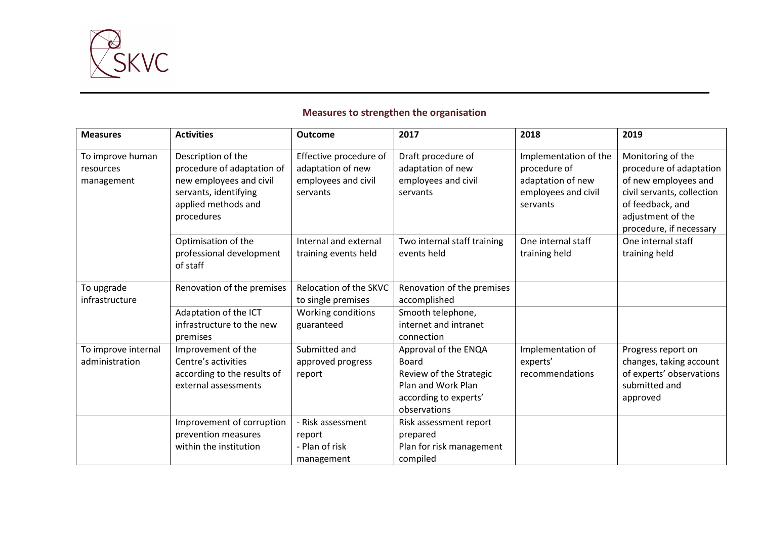## Measures to strengthen the organisation

| Measures | Activities | Outcome | 2017 | 2018 | 2019 |
|---|---|---|---|---|---|
| To improve human resources management | Description of the procedure of adaptation of new employees and civil servants, identifying applied methods and procedures | Effective procedure of adaptation of new employees and civil servants | Draft procedure of adaptation of new employees and civil servants | Implementation of the procedure of adaptation of new employees and civil servants | Monitoring of the procedure of adaptation of new employees and civil servants, collection of feedback, and adjustment of the procedure, if necessary |
| | Optimisation of the professional development of staff | Internal and external training events held | Two internal staff training events held | One internal staff training held | One internal staff training held |
| To upgrade infrastructure | Renovation of the premises | Relocation of the SKVC to single premises | Renovation of the premises accomplished | | |
| | Adaptation of the ICT infrastructure to the new premises | Working conditions guaranteed | Smooth telephone, internet and intranet connection | | |
| To improve internal administration | Improvement of the Centre's activities according to the results of external assessments | Submitted and approved progress report | Approval of the ENQA Board<br>Review of the Strategic Plan and Work Plan according to experts' observations | Implementation of experts' recommendations | Progress report on changes, taking account of experts' observations submitted and approved |
| | Improvement of corruption prevention measures within the institution | - Risk assessment report<br>- Plan of risk management | Risk assessment report prepared<br>Plan for risk management compiled | | |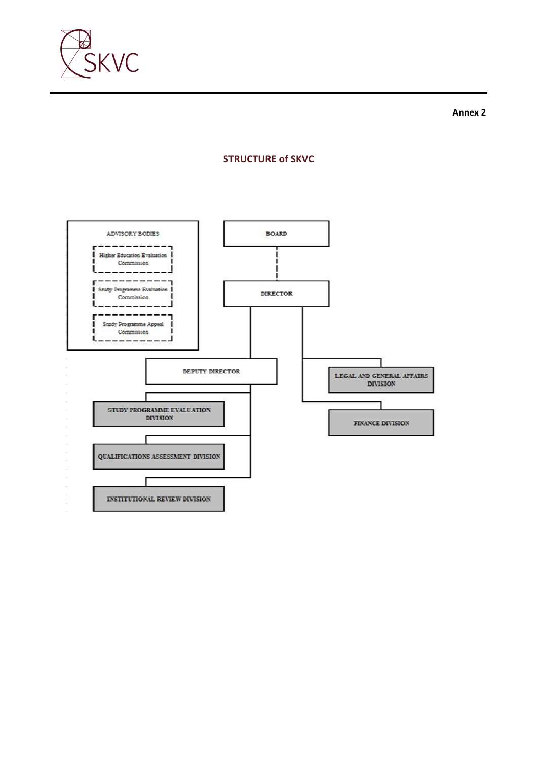Annex 2

## STRUCTURE of SKVC

ADVISORY BODIES

- Higher Education Evaluation Commission
- Study Programme Evaluation Commission
- Study Programme Appeal Commission

BOARD

DIRECTOR

DEPUTY DIRECTOR

- STUDY PROGRAMME EVALUATION DIVISION
- QUALIFICATIONS ASSESSMENT DIVISION
- INSTITUTIONAL REVIEW DIVISION

LEGAL AND GENERAL AFFAIRS DIVISION

FINANCE DIVISION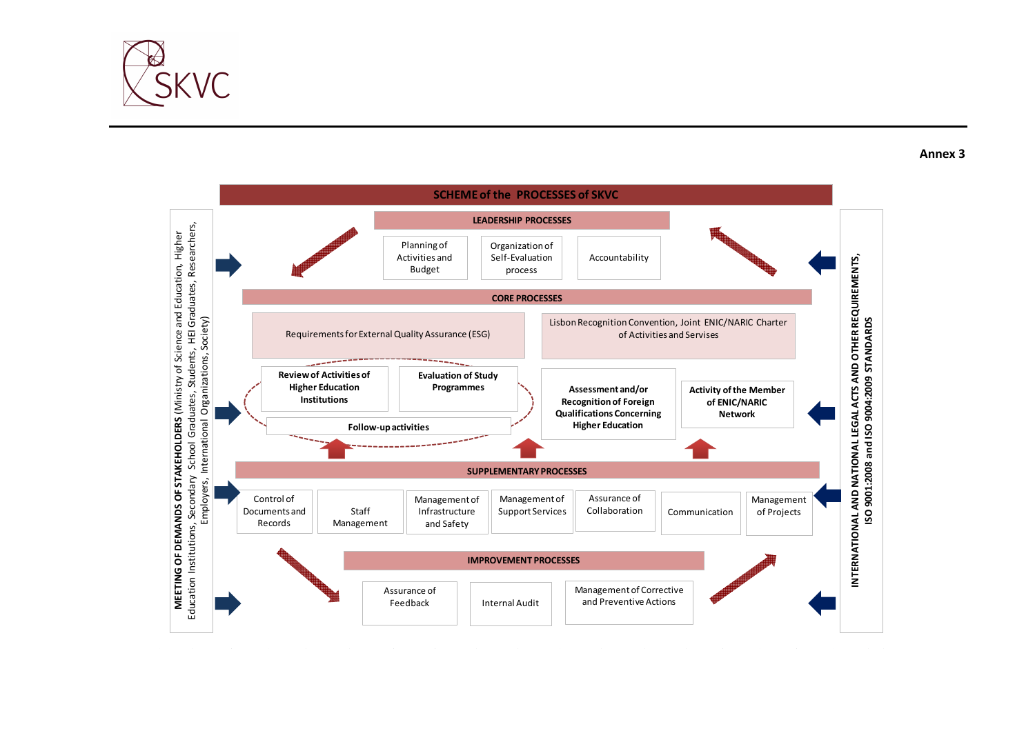Annex 3

# SCHEME of the PROCESSES of SKVC

**MEETING OF DEMANDS OF STAKEHOLDERS** (Ministry of Science and Education, Higher Education Institutions, Secondary School Graduates, Students, HEI Graduates, Researchers, Employers, International Organizations, Society)

**INTERNATIONAL AND NATIONAL LEGAL ACTS AND OTHER REQUIREMENTS, ISO 9001:2008 and ISO 9004:2009 STANDARDS**

## LEADERSHIP PROCESSES

- Planning of Activities and Budget
- Organization of Self-Evaluation process
- Accountability

## CORE PROCESSES

- Requirements for External Quality Assurance (ESG)
  - **Review of Activities of Higher Education Institutions**
  - **Evaluation of Study Programmes**
  - **Follow-up activities**
- Lisbon Recognition Convention, Joint ENIC/NARIC Charter of Activities and Servises
  - **Assessment and/or Recognition of Foreign Qualifications Concerning Higher Education**
  - **Activity of the Member of ENIC/NARIC Network**

## SUPPLEMENTARY PROCESSES

- Control of Documents and Records
- Staff Management
- Management of Infrastructure and Safety
- Management of Support Services
- Assurance of Collaboration
- Communication
- Management of Projects

## IMPROVEMENT PROCESSES

- Assurance of Feedback
- Internal Audit
- Management of Corrective and Preventive Actions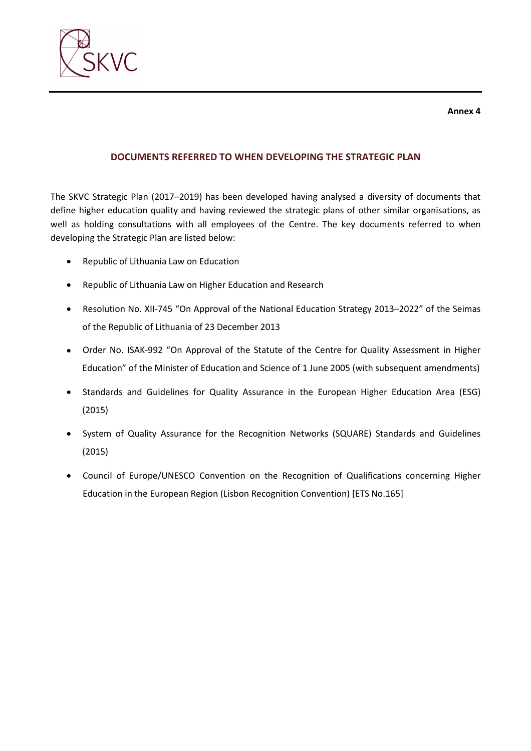**Annex 4**

## DOCUMENTS REFERRED TO WHEN DEVELOPING THE STRATEGIC PLAN

The SKVC Strategic Plan (2017–2019) has been developed having analysed a diversity of documents that define higher education quality and having reviewed the strategic plans of other similar organisations, as well as holding consultations with all employees of the Centre. The key documents referred to when developing the Strategic Plan are listed below:

- Republic of Lithuania Law on Education
- Republic of Lithuania Law on Higher Education and Research
- Resolution No. XII-745 "On Approval of the National Education Strategy 2013–2022" of the Seimas of the Republic of Lithuania of 23 December 2013
- Order No. ISAK-992 "On Approval of the Statute of the Centre for Quality Assessment in Higher Education" of the Minister of Education and Science of 1 June 2005 (with subsequent amendments)
- Standards and Guidelines for Quality Assurance in the European Higher Education Area (ESG) (2015)
- System of Quality Assurance for the Recognition Networks (SQUARE) Standards and Guidelines (2015)
- Council of Europe/UNESCO Convention on the Recognition of Qualifications concerning Higher Education in the European Region (Lisbon Recognition Convention) [ETS No.165]